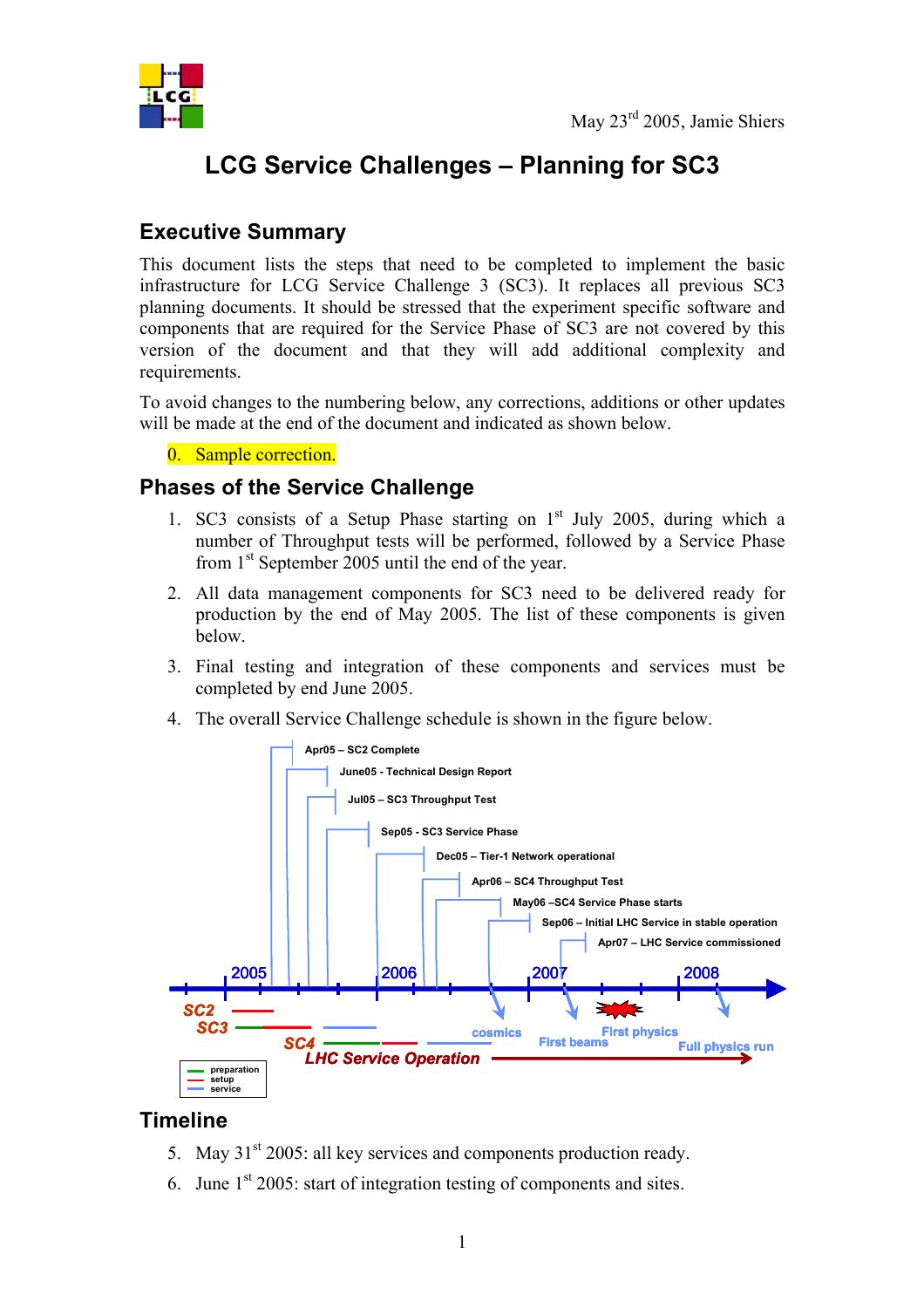May 23rd 2005, Jamie Shiers

# LCG Service Challenges – Planning for SC3

## Executive Summary

This document lists the steps that need to be completed to implement the basic infrastructure for LCG Service Challenge 3 (SC3). It replaces all previous SC3 planning documents. It should be stressed that the experiment specific software and components that are required for the Service Phase of SC3 are not covered by this version of the document and that they will add additional complexity and requirements.

To avoid changes to the numbering below, any corrections, additions or other updates will be made at the end of the document and indicated as shown below.

0. Sample correction.

## Phases of the Service Challenge

1. SC3 consists of a Setup Phase starting on 1st July 2005, during which a number of Throughput tests will be performed, followed by a Service Phase from 1st September 2005 until the end of the year.
2. All data management components for SC3 need to be delivered ready for production by the end of May 2005. The list of these components is given below.
3. Final testing and integration of these components and services must be completed by end June 2005.
4. The overall Service Challenge schedule is shown in the figure below.

## Timeline

5. May 31st 2005: all key services and components production ready.
6. June 1st 2005: start of integration testing of components and sites.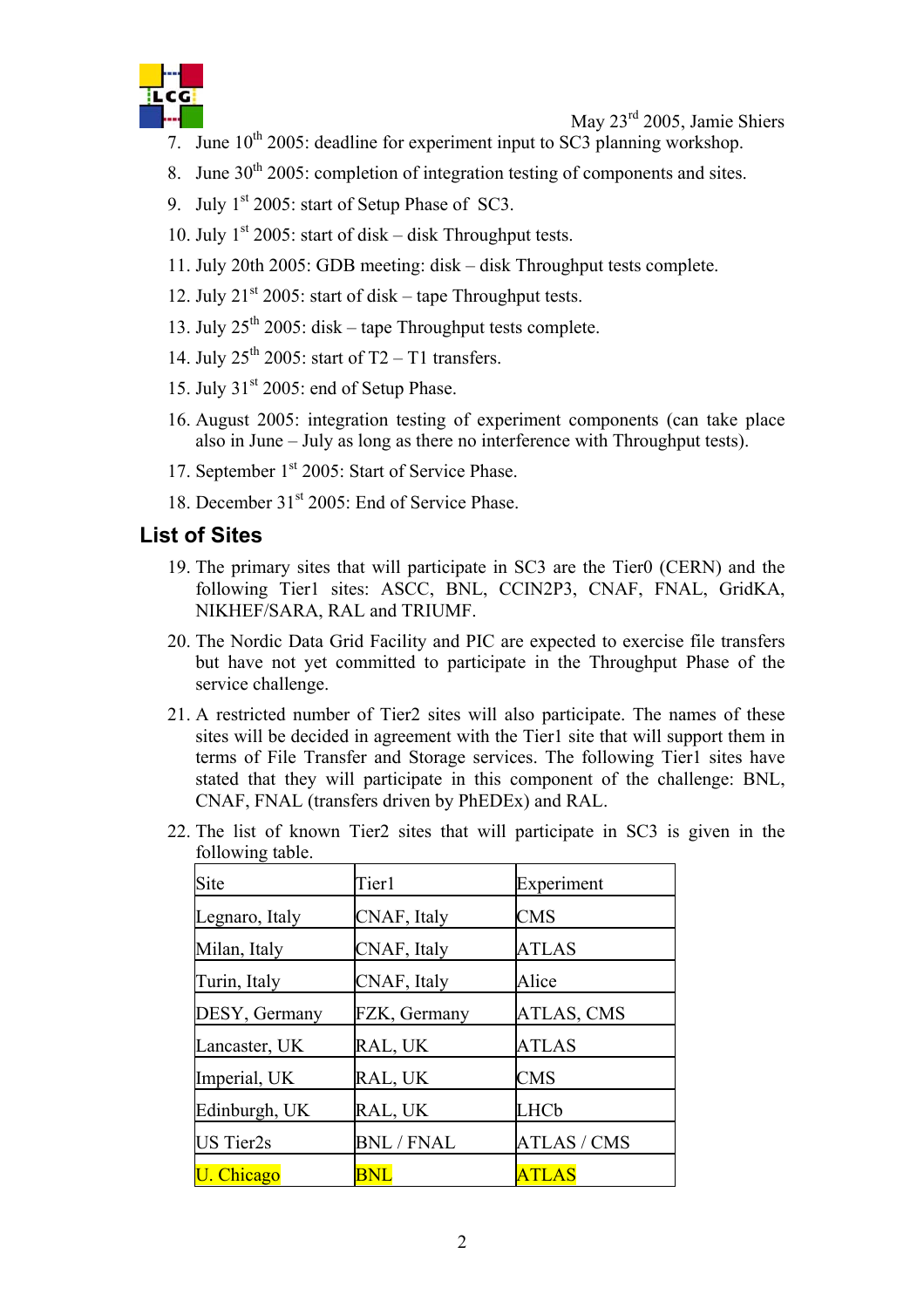7. June 10th 2005: deadline for experiment input to SC3 planning workshop.
8. June 30th 2005: completion of integration testing of components and sites.
9. July 1st 2005: start of Setup Phase of SC3.
10. July 1st 2005: start of disk – disk Throughput tests.
11. July 20th 2005: GDB meeting: disk – disk Throughput tests complete.
12. July 21st 2005: start of disk – tape Throughput tests.
13. July 25th 2005: disk – tape Throughput tests complete.
14. July 25th 2005: start of T2 – T1 transfers.
15. July 31st 2005: end of Setup Phase.
16. August 2005: integration testing of experiment components (can take place also in June – July as long as there no interference with Throughput tests).
17. September 1st 2005: Start of Service Phase.
18. December 31st 2005: End of Service Phase.

## List of Sites

19. The primary sites that will participate in SC3 are the Tier0 (CERN) and the following Tier1 sites: ASCC, BNL, CCIN2P3, CNAF, FNAL, GridKA, NIKHEF/SARA, RAL and TRIUMF.
20. The Nordic Data Grid Facility and PIC are expected to exercise file transfers but have not yet committed to participate in the Throughput Phase of the service challenge.
21. A restricted number of Tier2 sites will also participate. The names of these sites will be decided in agreement with the Tier1 site that will support them in terms of File Transfer and Storage services. The following Tier1 sites have stated that they will participate in this component of the challenge: BNL, CNAF, FNAL (transfers driven by PhEDEx) and RAL.
22. The list of known Tier2 sites that will participate in SC3 is given in the following table.

| Site | Tier1 | Experiment |
|---|---|---|
| Legnaro, Italy | CNAF, Italy | CMS |
| Milan, Italy | CNAF, Italy | ATLAS |
| Turin, Italy | CNAF, Italy | Alice |
| DESY, Germany | FZK, Germany | ATLAS, CMS |
| Lancaster, UK | RAL, UK | ATLAS |
| Imperial, UK | RAL, UK | CMS |
| Edinburgh, UK | RAL, UK | LHCb |
| US Tier2s | BNL / FNAL | ATLAS / CMS |
| U. Chicago | BNL | ATLAS |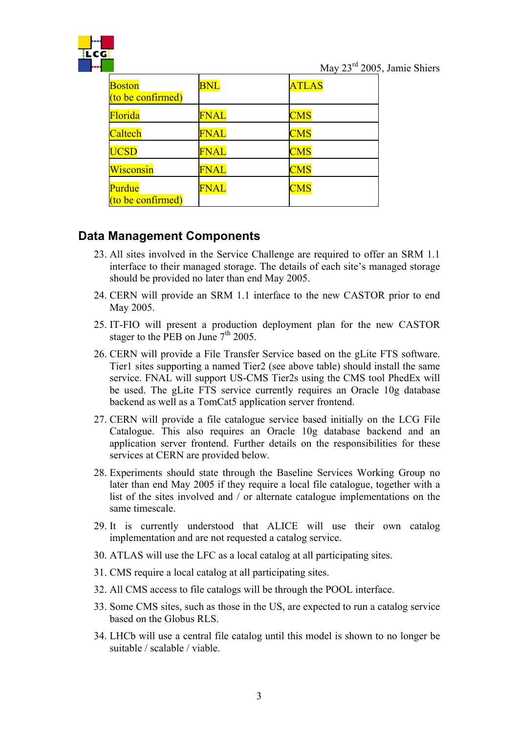| Boston (to be confirmed) | BNL | ATLAS |
|---|---|---|
| Florida | FNAL | CMS |
| Caltech | FNAL | CMS |
| UCSD | FNAL | CMS |
| Wisconsin | FNAL | CMS |
| Purdue (to be confirmed) | FNAL | CMS |

## Data Management Components

23. All sites involved in the Service Challenge are required to offer an SRM 1.1 interface to their managed storage. The details of each site's managed storage should be provided no later than end May 2005.
24. CERN will provide an SRM 1.1 interface to the new CASTOR prior to end May 2005.
25. IT-FIO will present a production deployment plan for the new CASTOR stager to the PEB on June 7th 2005.
26. CERN will provide a File Transfer Service based on the gLite FTS software. Tier1 sites supporting a named Tier2 (see above table) should install the same service. FNAL will support US-CMS Tier2s using the CMS tool PhedEx will be used. The gLite FTS service currently requires an Oracle 10g database backend as well as a TomCat5 application server frontend.
27. CERN will provide a file catalogue service based initially on the LCG File Catalogue. This also requires an Oracle 10g database backend and an application server frontend. Further details on the responsibilities for these services at CERN are provided below.
28. Experiments should state through the Baseline Services Working Group no later than end May 2005 if they require a local file catalogue, together with a list of the sites involved and / or alternate catalogue implementations on the same timescale.
29. It is currently understood that ALICE will use their own catalog implementation and are not requested a catalog service.
30. ATLAS will use the LFC as a local catalog at all participating sites.
31. CMS require a local catalog at all participating sites.
32. All CMS access to file catalogs will be through the POOL interface.
33. Some CMS sites, such as those in the US, are expected to run a catalog service based on the Globus RLS.
34. LHCb will use a central file catalog until this model is shown to no longer be suitable / scalable / viable.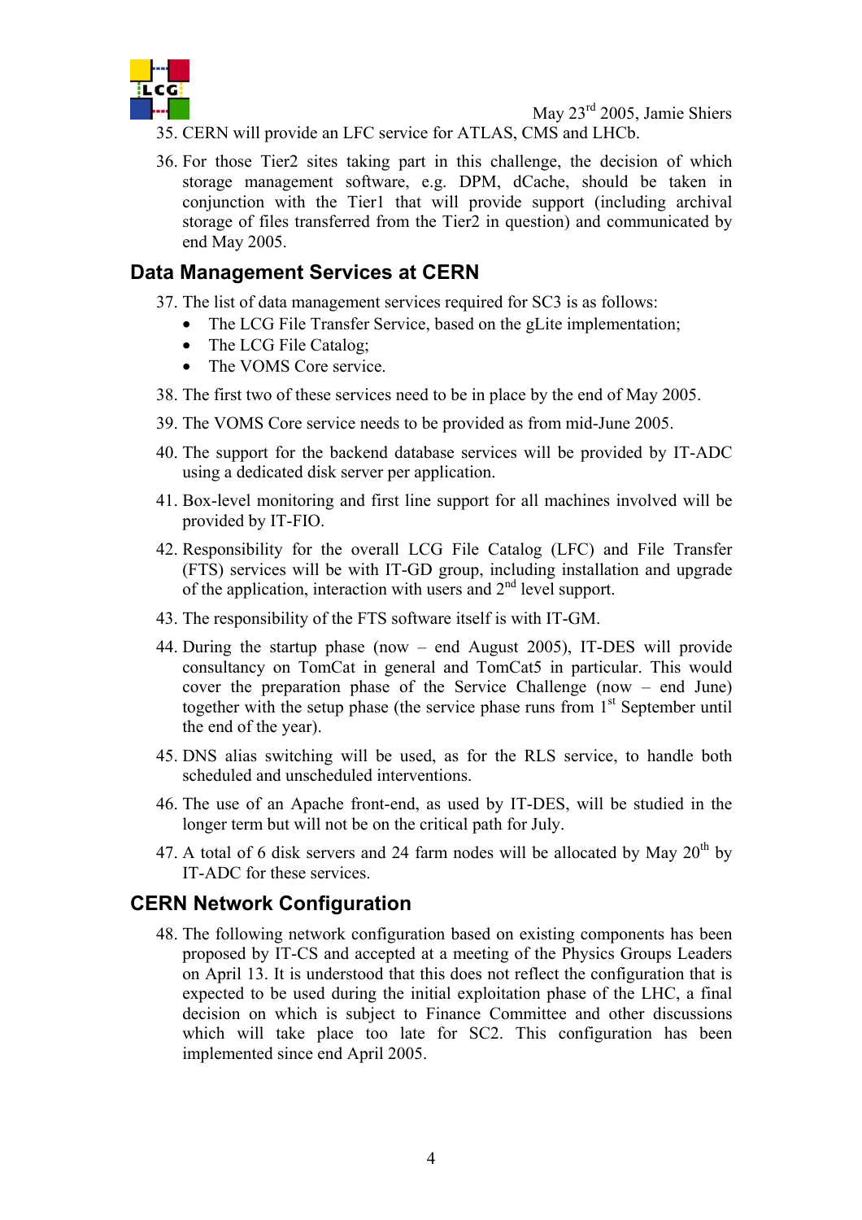35. CERN will provide an LFC service for ATLAS, CMS and LHCb.

36. For those Tier2 sites taking part in this challenge, the decision of which storage management software, e.g. DPM, dCache, should be taken in conjunction with the Tier1 that will provide support (including archival storage of files transferred from the Tier2 in question) and communicated by end May 2005.

## Data Management Services at CERN

37. The list of data management services required for SC3 is as follows:
    - The LCG File Transfer Service, based on the gLite implementation;
    - The LCG File Catalog;
    - The VOMS Core service.

38. The first two of these services need to be in place by the end of May 2005.

39. The VOMS Core service needs to be provided as from mid-June 2005.

40. The support for the backend database services will be provided by IT-ADC using a dedicated disk server per application.

41. Box-level monitoring and first line support for all machines involved will be provided by IT-FIO.

42. Responsibility for the overall LCG File Catalog (LFC) and File Transfer (FTS) services will be with IT-GD group, including installation and upgrade of the application, interaction with users and 2nd level support.

43. The responsibility of the FTS software itself is with IT-GM.

44. During the startup phase (now – end August 2005), IT-DES will provide consultancy on TomCat in general and TomCat5 in particular. This would cover the preparation phase of the Service Challenge (now – end June) together with the setup phase (the service phase runs from 1st September until the end of the year).

45. DNS alias switching will be used, as for the RLS service, to handle both scheduled and unscheduled interventions.

46. The use of an Apache front-end, as used by IT-DES, will be studied in the longer term but will not be on the critical path for July.

47. A total of 6 disk servers and 24 farm nodes will be allocated by May 20th by IT-ADC for these services.

## CERN Network Configuration

48. The following network configuration based on existing components has been proposed by IT-CS and accepted at a meeting of the Physics Groups Leaders on April 13. It is understood that this does not reflect the configuration that is expected to be used during the initial exploitation phase of the LHC, a final decision on which is subject to Finance Committee and other discussions which will take place too late for SC2. This configuration has been implemented since end April 2005.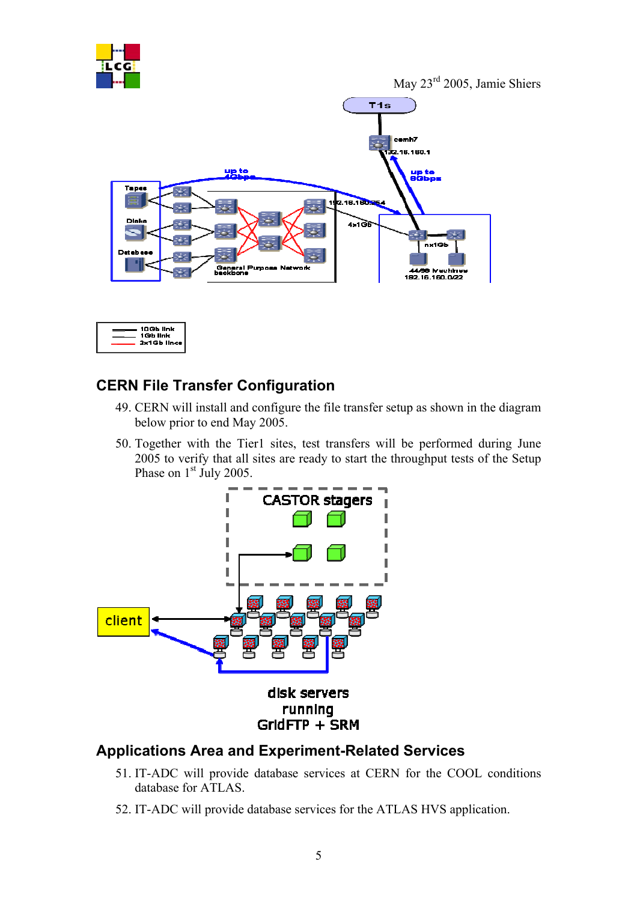## CERN File Transfer Configuration

49. CERN will install and configure the file transfer setup as shown in the diagram below prior to end May 2005.
50. Together with the Tier1 sites, test transfers will be performed during June 2005 to verify that all sites are ready to start the throughput tests of the Setup Phase on 1st July 2005.

## Applications Area and Experiment-Related Services

51. IT-ADC will provide database services at CERN for the COOL conditions database for ATLAS.
52. IT-ADC will provide database services for the ATLAS HVS application.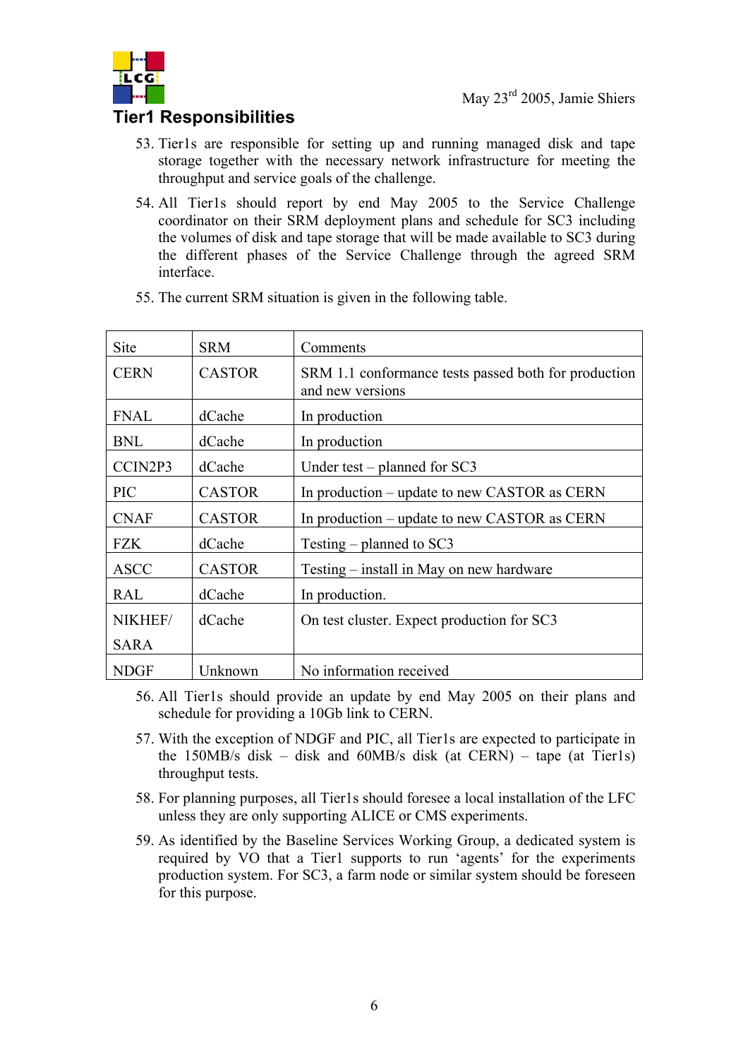## Tier1 Responsibilities

53. Tier1s are responsible for setting up and running managed disk and tape storage together with the necessary network infrastructure for meeting the throughput and service goals of the challenge.

54. All Tier1s should report by end May 2005 to the Service Challenge coordinator on their SRM deployment plans and schedule for SC3 including the volumes of disk and tape storage that will be made available to SC3 during the different phases of the Service Challenge through the agreed SRM interface.

55. The current SRM situation is given in the following table.

| Site | SRM | Comments |
|---|---|---|
| CERN | CASTOR | SRM 1.1 conformance tests passed both for production and new versions |
| FNAL | dCache | In production |
| BNL | dCache | In production |
| CCIN2P3 | dCache | Under test – planned for SC3 |
| PIC | CASTOR | In production – update to new CASTOR as CERN |
| CNAF | CASTOR | In production – update to new CASTOR as CERN |
| FZK | dCache | Testing – planned to SC3 |
| ASCC | CASTOR | Testing – install in May on new hardware |
| RAL | dCache | In production. |
| NIKHEF/ SARA | dCache | On test cluster. Expect production for SC3 |
| NDGF | Unknown | No information received |

56. All Tier1s should provide an update by end May 2005 on their plans and schedule for providing a 10Gb link to CERN.

57. With the exception of NDGF and PIC, all Tier1s are expected to participate in the 150MB/s disk – disk and 60MB/s disk (at CERN) – tape (at Tier1s) throughput tests.

58. For planning purposes, all Tier1s should foresee a local installation of the LFC unless they are only supporting ALICE or CMS experiments.

59. As identified by the Baseline Services Working Group, a dedicated system is required by VO that a Tier1 supports to run 'agents' for the experiments production system. For SC3, a farm node or similar system should be foreseen for this purpose.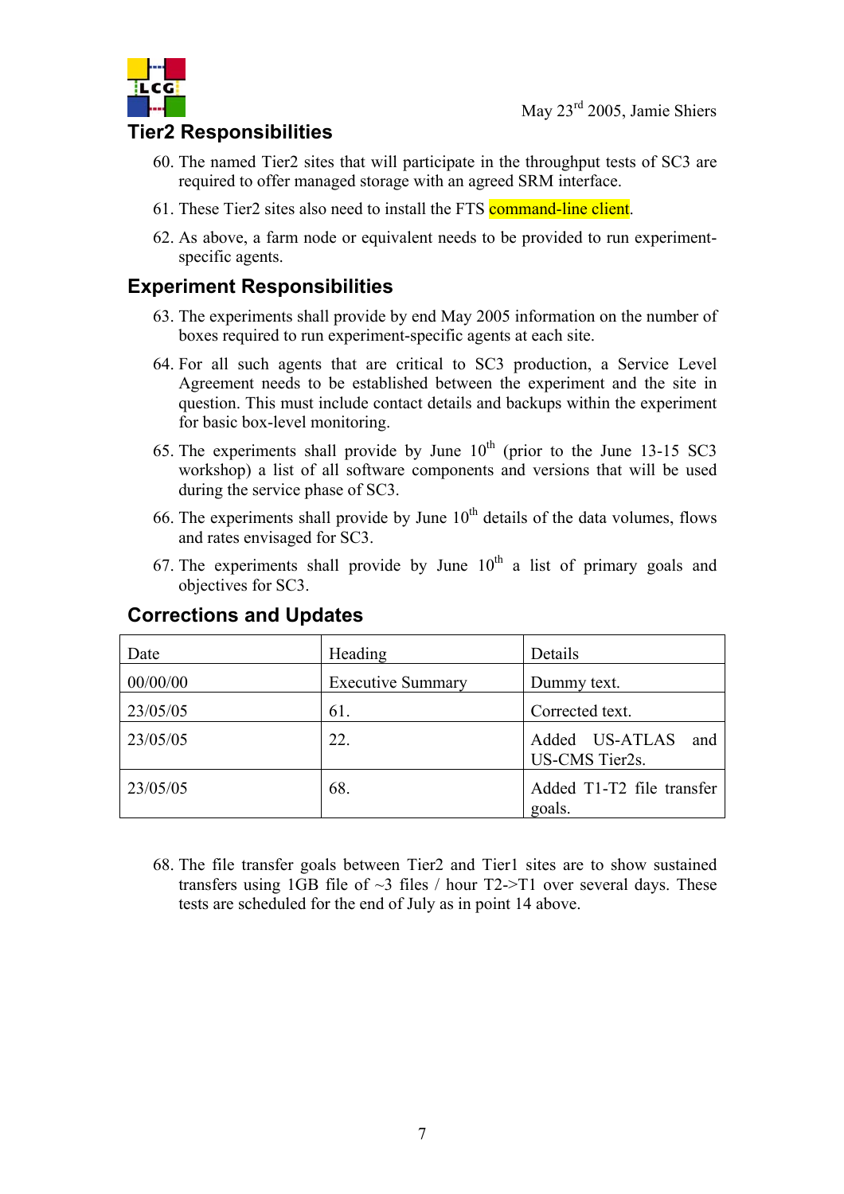## Tier2 Responsibilities

60. The named Tier2 sites that will participate in the throughput tests of SC3 are required to offer managed storage with an agreed SRM interface.
61. These Tier2 sites also need to install the FTS command-line client.
62. As above, a farm node or equivalent needs to be provided to run experiment-specific agents.

## Experiment Responsibilities

63. The experiments shall provide by end May 2005 information on the number of boxes required to run experiment-specific agents at each site.
64. For all such agents that are critical to SC3 production, a Service Level Agreement needs to be established between the experiment and the site in question. This must include contact details and backups within the experiment for basic box-level monitoring.
65. The experiments shall provide by June 10th (prior to the June 13-15 SC3 workshop) a list of all software components and versions that will be used during the service phase of SC3.
66. The experiments shall provide by June 10th details of the data volumes, flows and rates envisaged for SC3.
67. The experiments shall provide by June 10th a list of primary goals and objectives for SC3.

## Corrections and Updates

| Date | Heading | Details |
|---|---|---|
| 00/00/00 | Executive Summary | Dummy text. |
| 23/05/05 | 61. | Corrected text. |
| 23/05/05 | 22. | Added US-ATLAS and US-CMS Tier2s. |
| 23/05/05 | 68. | Added T1-T2 file transfer goals. |

68. The file transfer goals between Tier2 and Tier1 sites are to show sustained transfers using 1GB file of ~3 files / hour T2->T1 over several days. These tests are scheduled for the end of July as in point 14 above.